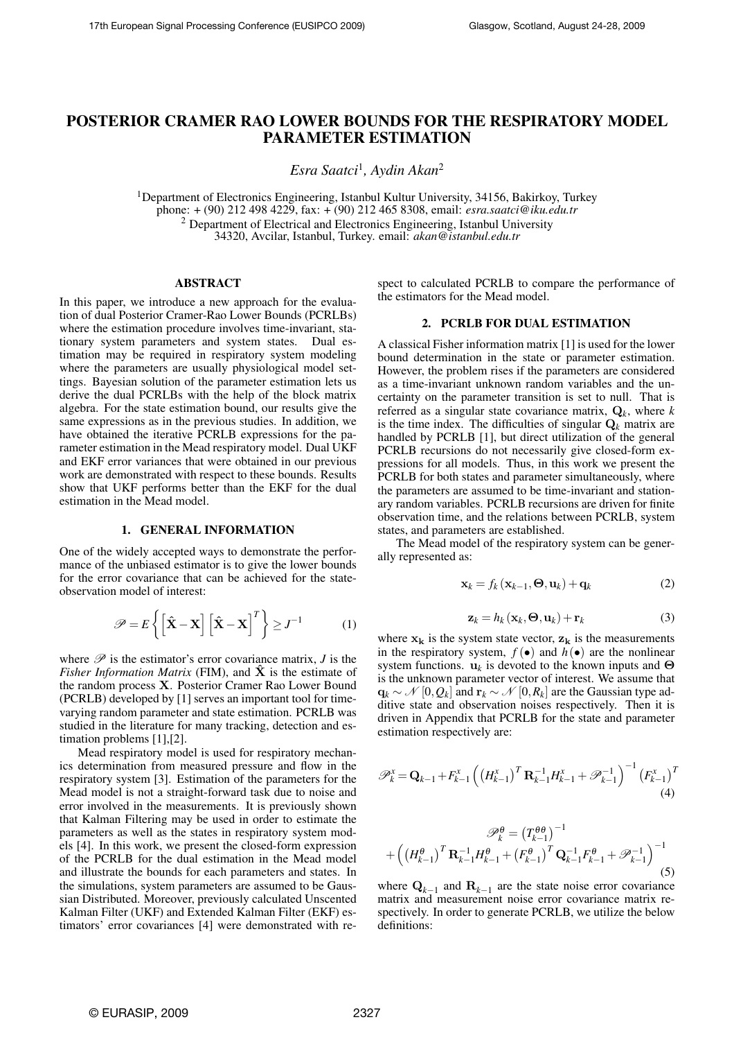# POSTERIOR CRAMER RAO LOWER BOUNDS FOR THE RESPIRATORY MODEL PARAMETER ESTIMATION

*Esra Saatci*[1]*, Aydin Akan*[2]

[1]Department of Electronics Engineering, Istanbul Kultur University, 34156, Bakirkoy, Turkey
phone: + (90) 212 498 4229, fax: + (90) 212 465 8308, email: *esra.saatci@iku.edu.tr*
[2] Department of Electrical and Electronics Engineering, Istanbul University
34320, Avcilar, Istanbul, Turkey. email: *akan@istanbul.edu.tr*

## ABSTRACT

In this paper, we introduce a new approach for the evaluation of dual Posterior Cramer-Rao Lower Bounds (PCRLBs) where the estimation procedure involves time-invariant, stationary system parameters and system states. Dual estimation may be required in respiratory system modeling where the parameters are usually physiological model settings. Bayesian solution of the parameter estimation lets us derive the dual PCRLBs with the help of the block matrix algebra. For the state estimation bound, our results give the same expressions as in the previous studies. In addition, we have obtained the iterative PCRLB expressions for the parameter estimation in the Mead respiratory model. Dual UKF and EKF error variances that were obtained in our previous work are demonstrated with respect to these bounds. Results show that UKF performs better than the EKF for the dual estimation in the Mead model.

## 1. GENERAL INFORMATION

One of the widely accepted ways to demonstrate the performance of the unbiased estimator is to give the lower bounds for the error covariance that can be achieved for the state-observation model of interest:

$$\mathscr{P} = E\left\{\left[\hat{\mathbf{X}} - \mathbf{X}\right]\left[\hat{\mathbf{X}} - \mathbf{X}\right]^T\right\} \geq J^{-1} \tag{1}$$

where $\mathscr{P}$ is the estimator's error covariance matrix, $J$ is the *Fisher Information Matrix* (FIM), and $\hat{\mathbf{X}}$ is the estimate of the random process $\mathbf{X}$. Posterior Cramer Rao Lower Bound (PCRLB) developed by [1] serves an important tool for time-varying random parameter and state estimation. PCRLB was studied in the literature for many tracking, detection and estimation problems [1],[2].

Mead respiratory model is used for respiratory mechanics determination from measured pressure and flow in the respiratory system [3]. Estimation of the parameters for the Mead model is not a straight-forward task due to noise and error involved in the measurements. It is previously shown that Kalman Filtering may be used in order to estimate the parameters as well as the states in respiratory system models [4]. In this work, we present the closed-form expression of the PCRLB for the dual estimation in the Mead model and illustrate the bounds for each parameters and states. In the simulations, system parameters are assumed to be Gaussian Distributed. Moreover, previously calculated Unscented Kalman Filter (UKF) and Extended Kalman Filter (EKF) estimators' error covariances [4] were demonstrated with respect to calculated PCRLB to compare the performance of the estimators for the Mead model.

## 2. PCRLB FOR DUAL ESTIMATION

A classical Fisher information matrix [1] is used for the lower bound determination in the state or parameter estimation. However, the problem rises if the parameters are considered as a time-invariant unknown random variables and the uncertainty on the parameter transition is set to null. That is referred as a singular state covariance matrix, $\mathbf{Q}_k$, where $k$ is the time index. The difficulties of singular $\mathbf{Q}_k$ matrix are handled by PCRLB [1], but direct utilization of the general PCRLB recursions do not necessarily give closed-form expressions for all models. Thus, in this work we present the PCRLB for both states and parameter simultaneously, where the parameters are assumed to be time-invariant and stationary random variables. PCRLB recursions are driven for finite observation time, and the relations between PCRLB, system states, and parameters are established.

The Mead model of the respiratory system can be generally represented as:

$$\mathbf{x}_k = f_k\left(\mathbf{x}_{k-1}, \boldsymbol{\Theta}, \mathbf{u}_k\right) + \mathbf{q}_k \tag{2}$$

$$\mathbf{z}_k = h_k\left(\mathbf{x}_k, \boldsymbol{\Theta}, \mathbf{u}_k\right) + \mathbf{r}_k \tag{3}$$

where $\mathbf{x_k}$ is the system state vector, $\mathbf{z_k}$ is the measurements in the respiratory system, $f(\bullet)$ and $h(\bullet)$ are the nonlinear system functions. $\mathbf{u}_k$ is devoted to the known inputs and $\boldsymbol{\Theta}$ is the unknown parameter vector of interest. We assume that $\mathbf{q}_k \sim \mathcal{N}[0, Q_k]$ and $\mathbf{r}_k \sim \mathcal{N}[0, R_k]$ are the Gaussian type additive state and observation noises respectively. Then it is driven in Appendix that PCRLB for the state and parameter estimation respectively are:

$$\mathscr{P}_k^x = \mathbf{Q}_{k-1} + F_{k-1}^x\left(\left(H_{k-1}^x\right)^T \mathbf{R}_{k-1}^{-1} H_{k-1}^x + \mathscr{P}_{k-1}^{-1}\right)^{-1}\left(F_{k-1}^x\right)^T \tag{4}$$

$$\mathscr{P}_k^\theta = \left(T_{k-1}^{\theta\theta}\right)^{-1} + \left(\left(H_{k-1}^\theta\right)^T \mathbf{R}_{k-1}^{-1} H_{k-1}^\theta + \left(F_{k-1}^\theta\right)^T \mathbf{Q}_{k-1}^{-1} F_{k-1}^\theta + \mathscr{P}_{k-1}^{-1}\right)^{-1} \tag{5}$$

where $\mathbf{Q}_{k-1}$ and $\mathbf{R}_{k-1}$ are the state noise error covariance matrix and measurement noise error covariance matrix respectively. In order to generate PCRLB, we utilize the below definitions: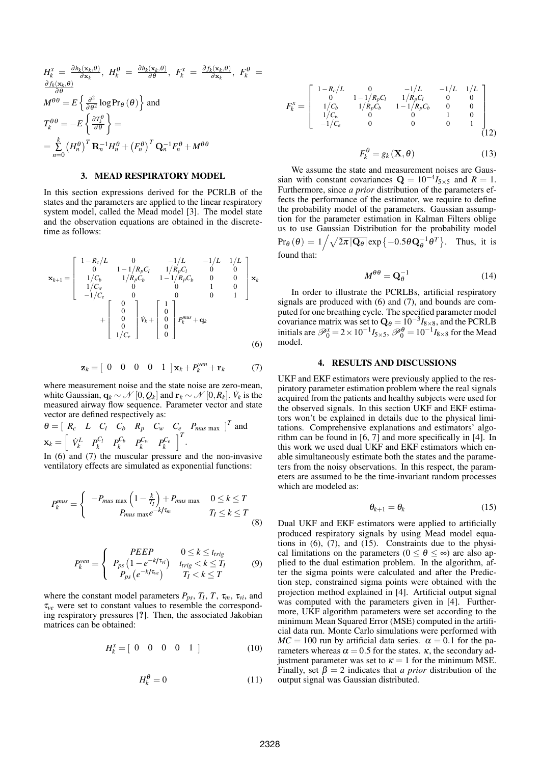$H_k^x = \frac{\partial h_k(\mathbf{x}_k,\theta)}{\partial \mathbf{x}_k}$, $H_k^\theta = \frac{\partial h_k(\mathbf{x}_k,\theta)}{\partial \theta}$, $F_k^x = \frac{\partial f_k(\mathbf{x}_k,\theta)}{\partial \mathbf{x}_k}$, $F_k^\theta = \frac{\partial f_k(\mathbf{x}_k,\theta)}{\partial \theta}$

$M^{\theta\theta} = E\left\{\frac{\partial^2}{\partial \theta^2}\log \Pr_\theta(\theta)\right\}$ and

$T_k^{\theta\theta} = -E\left\{\frac{\partial T_k^\theta}{\partial \theta}\right\} =$

$= \sum_{n=0}^{k}\left(H_n^\theta\right)^T \mathbf{R}_n^{-1} H_n^\theta + \left(F_n^\theta\right)^T \mathbf{Q}_n^{-1} F_n^\theta + M^{\theta\theta}$

## 3. MEAD RESPIRATORY MODEL

In this section expressions derived for the PCRLB of the states and the parameters are applied to the linear respiratory system model, called the Mead model [3]. The model state and the observation equations are obtained in the discrete-time as follows:

$$\mathbf{x}_{k+1} = \begin{bmatrix} 1-R_c/L & 0 & -1/L & -1/L & 1/L \\ 0 & 1-1/R_pC_l & 1/R_pC_l & 0 & 0 \\ 1/C_b & 1/R_pC_b & 1-1/R_pC_b & 0 & 0 \\ 1/C_w & 0 & 0 & 1 & 0 \\ -1/C_e & 0 & 0 & 0 & 1 \end{bmatrix} \mathbf{x}_k + \begin{bmatrix} 0 \\ 0 \\ 0 \\ 0 \\ 1/C_e \end{bmatrix} \dot{V}_k + \begin{bmatrix} 1 \\ 0 \\ 0 \\ 0 \\ 0 \end{bmatrix} P_k^{mus} + \mathbf{q}_k \tag{6}$$

$$\mathbf{z}_k = \begin{bmatrix} 0 & 0 & 0 & 0 & 1 \end{bmatrix} \mathbf{x}_k + P_k^{ven} + \mathbf{r}_k \tag{7}$$

where measurement noise and the state noise are zero-mean, white Gaussian, $\mathbf{q}_k \sim \mathcal{N}[0, Q_k]$ and $\mathbf{r}_k \sim \mathcal{N}[0, R_k]$. $\dot{V}_k$ is the measured airway flow sequence. Parameter vector and state vector are defined respectively as:

$\theta = \begin{bmatrix} R_c & L & C_l & C_b & R_p & C_w & C_e & P_{mus\,\max} \end{bmatrix}^T$ and $\mathbf{x}_k = \begin{bmatrix} \dot{V}_k^L & P_k^{C_l} & P_k^{C_b} & P_k^{C_w} & P_k^{C_e} \end{bmatrix}^T$.

In (6) and (7) the muscular pressure and the non-invasive ventilatory effects are simulated as exponential functions:

$$P_k^{mus} = \begin{cases} -P_{mus\,\max}\left(1 - \frac{k}{T_I}\right) + P_{mus\,\max} & 0 \le k \le T \\ P_{mus\,\max} e^{-k/\tau_m} & T_I \le k \le T \end{cases} \tag{8}$$

$$P_k^{ven} = \begin{cases} PEEP & 0 \le k \le t_{trig} \\ P_{ps}\left(1 - e^{-k/\tau_{vi}}\right) & t_{trig} < k \le T_I \\ P_{ps}\left(e^{-k/\tau_{ve}}\right) & T_I < k \le T \end{cases} \tag{9}$$

where the constant model parameters $P_{ps}$, $T_I$, $T$, $\tau_m$, $\tau_{vi}$, and $\tau_{ve}$ were set to constant values to resemble the corresponding respiratory pressures [?]. Then, the associated Jakobian matrices can be obtained:

$$H_k^x = \begin{bmatrix} 0 & 0 & 0 & 0 & 1 \end{bmatrix} \tag{10}$$

$$H_k^\theta = 0 \tag{11}$$

$$F_k^x = \begin{bmatrix} 1-R_c/L & 0 & -1/L & -1/L & 1/L \\ 0 & 1-1/R_pC_l & 1/R_pC_l & 0 & 0 \\ 1/C_b & 1/R_pC_b & 1-1/R_pC_b & 0 & 0 \\ 1/C_w & 0 & 0 & 1 & 0 \\ -1/C_e & 0 & 0 & 0 & 1 \end{bmatrix} \tag{12}$$

$$F_k^\theta = g_k(\mathbf{X}, \theta) \tag{13}$$

We assume the state and measurement noises are Gaussian with constant covariances $\mathbf{Q} = 10^{-4} I_{5\times5}$ and $R = 1$. Furthermore, since *a prior* distribution of the parameters effects the performance of the estimator, we require to define the probability model of the parameters. Gaussian assumption for the parameter estimation in Kalman Filters oblige us to use Gaussian Distribution for the probability model $\Pr_\theta(\theta) = 1\Big/\sqrt{2\pi|\mathbf{Q}_\theta|}\exp\left\{-0.5\theta\mathbf{Q}_\theta^{-1}\theta^T\right\}$. Thus, it is found that:

$$M^{\theta\theta} = \mathbf{Q}_\theta^{-1} \tag{14}$$

In order to illustrate the PCRLBs, artificial respiratory signals are produced with (6) and (7), and bounds are computed for one breathing cycle. The specified parameter model covariance matrix was set to $\mathbf{Q}_\theta = 10^{-3} I_{8\times8}$, and the PCRLB initials are $\mathscr{P}_0^x = 2\times10^{-1} I_{5\times5}$, $\mathscr{P}_0^\theta = 10^{-1} I_{8\times8}$ for the Mead model.

## 4. RESULTS AND DISCUSSIONS

UKF and EKF estimators were previously applied to the respiratory parameter estimation problem where the real signals acquired from the patients and healthy subjects were used for the observed signals. In this section UKF and EKF estimators won't be explained in details due to the physical limitations. Comprehensive explanations and estimators' algorithm can be found in [6, 7] and more specifically in [4]. In this work we used dual UKF and EKF estimators which enable simultaneously estimate both the states and the parameters from the noisy observations. In this respect, the parameters are assumed to be the time-invariant random processes which are modeled as:

$$\theta_{k+1} = \theta_k \tag{15}$$

Dual UKF and EKF estimators were applied to artificially produced respiratory signals by using Mead model equations in (6), (7), and (15). Constraints due to the physical limitations on the parameters ($0 \le \theta \le \infty$) are also applied to the dual estimation problem. In the algorithm, after the sigma points were calculated and after the Prediction step, constrained sigma points were obtained with the projection method explained in [4]. Artificial output signal was computed with the parameters given in [4]. Furthermore, UKF algorithm parameters were set according to the minimum Mean Squared Error (MSE) computed in the artificial data run. Monte Carlo simulations were performed with $MC = 100$ run by artificial data series. $\alpha = 0.1$ for the parameters whereas $\alpha = 0.5$ for the states. $\kappa$, the secondary adjustment parameter was set to $\kappa = 1$ for the minimum MSE. Finally, set $\beta = 2$ indicates that *a prior* distribution of the output signal was Gaussian distributed.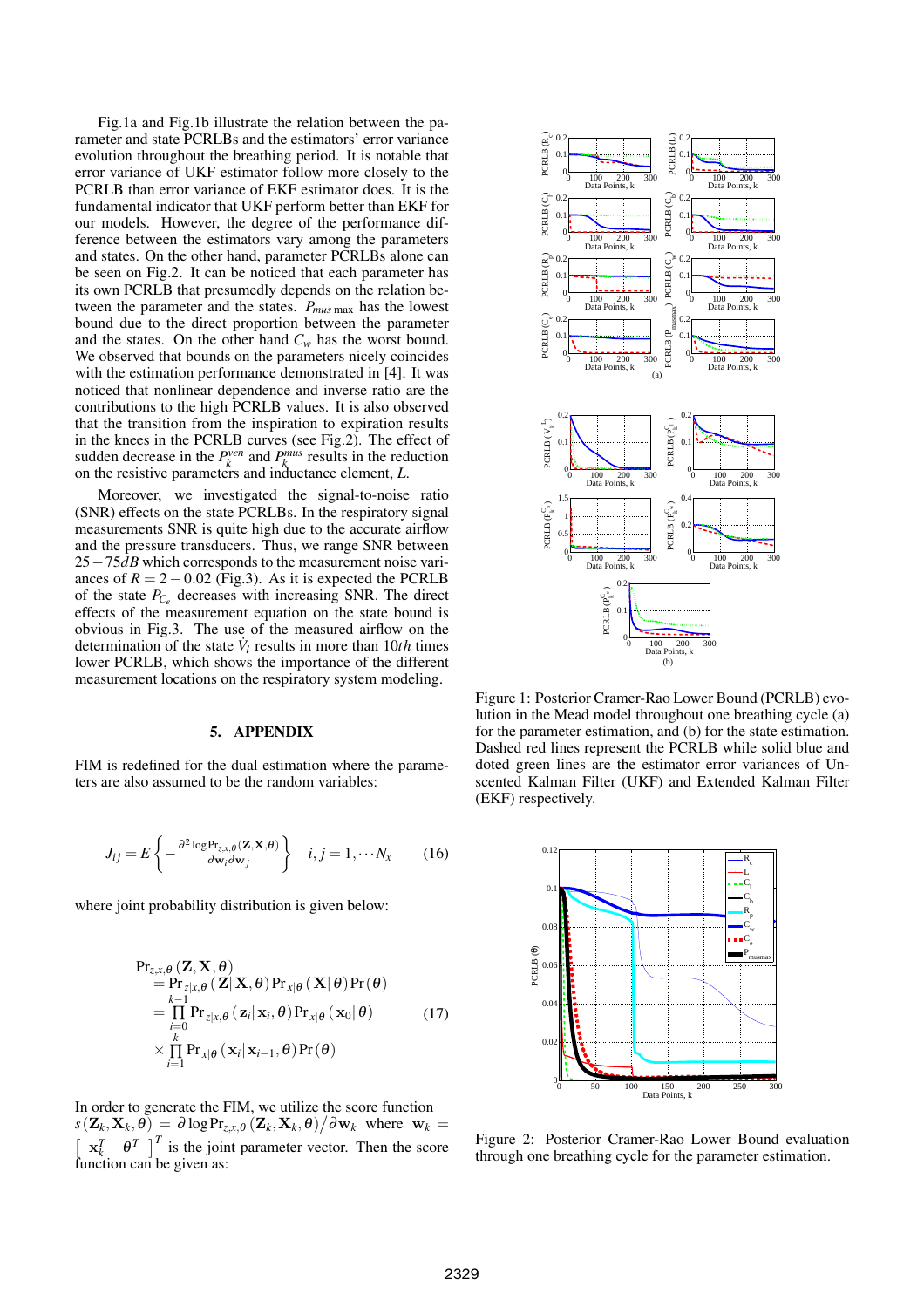Fig.1a and Fig.1b illustrate the relation between the parameter and state PCRLBs and the estimators' error variance evolution throughout the breathing period. It is notable that error variance of UKF estimator follow more closely to the PCRLB than error variance of EKF estimator does. It is the fundamental indicator that UKF perform better than EKF for our models. However, the degree of the performance difference between the estimators vary among the parameters and states. On the other hand, parameter PCRLBs alone can be seen on Fig.2. It can be noticed that each parameter has its own PCRLB that presumedly depends on the relation between the parameter and the states. $P_{mus\,\max}$ has the lowest bound due to the direct proportion between the parameter and the states. On the other hand $C_w$ has the worst bound. We observed that bounds on the parameters nicely coincides with the estimation performance demonstrated in [4]. It was noticed that nonlinear dependence and inverse ratio are the contributions to the high PCRLB values. It is also observed that the transition from the inspiration to expiration results in the knees in the PCRLB curves (see Fig.2). The effect of sudden decrease in the $P_k^{ven}$ and $P_k^{mus}$ results in the reduction on the resistive parameters and inductance element, $L$.

Moreover, we investigated the signal-to-noise ratio (SNR) effects on the state PCRLBs. In the respiratory signal measurements SNR is quite high due to the accurate airflow and the pressure transducers. Thus, we range SNR between $25-75dB$ which corresponds to the measurement noise variances of $R = 2 - 0.02$ (Fig.3). As it is expected the PCRLB of the state $P_{C_e}$ decreases with increasing SNR. The direct effects of the measurement equation on the state bound is obvious in Fig.3. The use of the measured airflow on the determination of the state $\dot{V}_l$ results in more than $10th$ times lower PCRLB, which shows the importance of the different measurement locations on the respiratory system modeling.

## 5. APPENDIX

FIM is redefined for the dual estimation where the parameters are also assumed to be the random variables:

$$J_{ij} = E\left\{ -\frac{\partial^2 \log \Pr_{z,x,\theta}(\mathbf{Z},\mathbf{X},\theta)}{\partial \mathbf{w}_i \partial \mathbf{w}_j} \right\} \quad i,j = 1, \cdots N_x \qquad (16)$$

where joint probability distribution is given below:

$$\begin{aligned}
&\Pr_{z,x,\theta}(\mathbf{Z},\mathbf{X},\theta) \\
&= \Pr_{z|x,\theta}(\mathbf{Z}|\,\mathbf{X},\theta)\Pr_{x|\theta}(\mathbf{X}|\,\theta)\Pr(\theta) \\
&= \prod_{i=0}^{k-1} \Pr_{z|x,\theta}(\mathbf{z}_i|\,\mathbf{x}_i,\theta)\Pr_{x|\theta}(\mathbf{x}_0|\,\theta) \qquad (17)\\
&\times \prod_{i=1}^{k} \Pr_{x|\theta}(\mathbf{x}_i|\,\mathbf{x}_{i-1},\theta)\Pr(\theta)
\end{aligned}$$

In order to generate the FIM, we utilize the score function $s(\mathbf{Z}_k,\mathbf{X}_k,\theta) = \partial \log \Pr_{z,x,\theta}(\mathbf{Z}_k,\mathbf{X}_k,\theta) / \partial \mathbf{w}_k$ where $\mathbf{w}_k = \begin{bmatrix} \mathbf{x}_k^T & \theta^T \end{bmatrix}^T$ is the joint parameter vector. Then the score function can be given as:

Figure 1: Posterior Cramer-Rao Lower Bound (PCRLB) evolution in the Mead model throughout one breathing cycle (a) for the parameter estimation, and (b) for the state estimation. Dashed red lines represent the PCRLB while solid blue and doted green lines are the estimator error variances of Unscented Kalman Filter (UKF) and Extended Kalman Filter (EKF) respectively.

Figure 2: Posterior Cramer-Rao Lower Bound evaluation through one breathing cycle for the parameter estimation.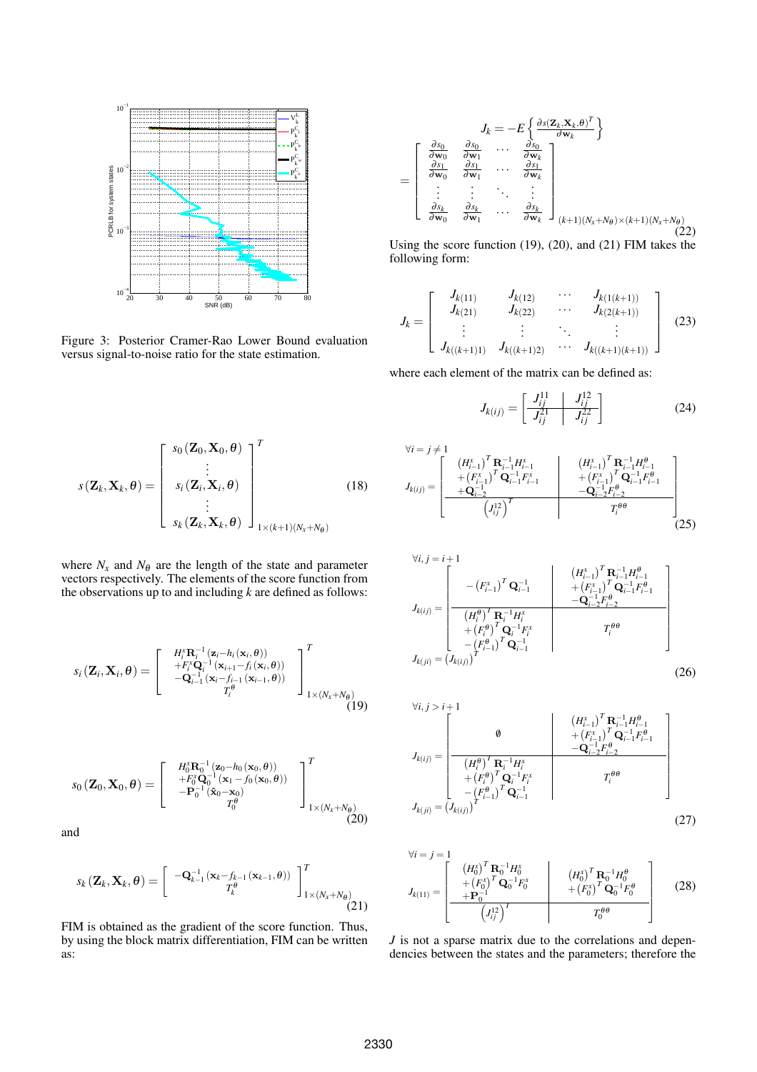Figure 3: Posterior Cramer-Rao Lower Bound evaluation versus signal-to-noise ratio for the state estimation.

$$s(\mathbf{Z}_k,\mathbf{X}_k,\theta) = \begin{bmatrix} s_0(\mathbf{Z}_0,\mathbf{X}_0,\theta) \\ \vdots \\ s_i(\mathbf{Z}_i,\mathbf{X}_i,\theta) \\ \vdots \\ s_k(\mathbf{Z}_k,\mathbf{X}_k,\theta) \end{bmatrix}^T_{1\times(k+1)(N_x+N_\theta)} \tag{18}$$

where $N_x$ and $N_\theta$ are the length of the state and parameter vectors respectively. The elements of the score function from the observations up to and including $k$ are defined as follows:

$$s_i(\mathbf{Z}_i,\mathbf{X}_i,\theta) = \begin{bmatrix} H_i^x \mathbf{R}_i^{-1}(\mathbf{z}_i - h_i(\mathbf{x}_i,\theta)) \\ +F_i^x \mathbf{Q}_i^{-1}(\mathbf{x}_{i+1} - f_i(\mathbf{x}_i,\theta)) \\ -\mathbf{Q}_{i-1}^{-1}(\mathbf{x}_i - f_{i-1}(\mathbf{x}_{i-1},\theta)) \\ T_i^\theta \end{bmatrix}^T_{1\times(N_x+N_\theta)} \tag{19}$$

$$s_0(\mathbf{Z}_0,\mathbf{X}_0,\theta) = \begin{bmatrix} H_0^x \mathbf{R}_0^{-1}(\mathbf{z}_0 - h_0(\mathbf{x}_0,\theta)) \\ +F_0^x \mathbf{Q}_0^{-1}(\mathbf{x}_1 - f_0(\mathbf{x}_0,\theta)) \\ -\mathbf{P}_0^{-1}(\hat{\mathbf{x}}_0 - \mathbf{x}_0) \\ T_0^\theta \end{bmatrix}^T_{1\times(N_x+N_\theta)} \tag{20}$$

and

$$s_k(\mathbf{Z}_k,\mathbf{X}_k,\theta) = \begin{bmatrix} -\mathbf{Q}_{k-1}^{-1}(\mathbf{x}_k - f_{k-1}(\mathbf{x}_{k-1},\theta)) \\ T_k^\theta \end{bmatrix}^T_{1\times(N_x+N_\theta)} \tag{21}$$

FIM is obtained as the gradient of the score function. Thus, by using the block matrix differentiation, FIM can be written as:

$$J_k = -E\left\{\frac{\partial s(\mathbf{Z}_k,\mathbf{X}_k,\theta)^T}{\partial \mathbf{w}_k}\right\} = \begin{bmatrix} \frac{\partial s_0}{\partial \mathbf{w}_0} & \frac{\partial s_0}{\partial \mathbf{w}_1} & \cdots & \frac{\partial s_0}{\partial \mathbf{w}_k} \\ \frac{\partial s_1}{\partial \mathbf{w}_0} & \frac{\partial s_1}{\partial \mathbf{w}_1} & \cdots & \frac{\partial s_1}{\partial \mathbf{w}_k} \\ \vdots & \vdots & \ddots & \vdots \\ \frac{\partial s_k}{\partial \mathbf{w}_0} & \frac{\partial s_k}{\partial \mathbf{w}_1} & \cdots & \frac{\partial s_k}{\partial \mathbf{w}_k} \end{bmatrix}_{(k+1)(N_x+N_\theta)\times(k+1)(N_x+N_\theta)} \tag{22}$$

Using the score function (19), (20), and (21) FIM takes the following form:

$$J_k = \begin{bmatrix} J_{k(11)} & J_{k(12)} & \cdots & J_{k(1(k+1))} \\ J_{k(21)} & J_{k(22)} & \cdots & J_{k(2(k+1))} \\ \vdots & \vdots & \ddots & \vdots \\ J_{k((k+1)1)} & J_{k((k+1)2)} & \cdots & J_{k((k+1)(k+1))} \end{bmatrix} \tag{23}$$

where each element of the matrix can be defined as:

$$J_{k(ij)} = \left[\begin{array}{c|c} J_{ij}^{11} & J_{ij}^{12} \\ \hline J_{ij}^{21} & J_{ij}^{22} \end{array}\right] \tag{24}$$

$\forall i = j \neq 1$

$$J_{k(ij)} = \left[\begin{array}{c|c} \begin{matrix} (H_{i-1}^x)^T \mathbf{R}_{i-1}^{-1} H_{i-1}^x \\ +(F_{i-1}^x)^T \mathbf{Q}_{i-1}^{-1} F_{i-1}^x \\ +\mathbf{Q}_{i-2}^{-1} \end{matrix} & \begin{matrix} (H_{i-1}^x)^T \mathbf{R}_{i-1}^{-1} H_{i-1}^\theta \\ +(F_{i-1}^x)^T \mathbf{Q}_{i-1}^{-1} F_{i-1}^\theta \\ -\mathbf{Q}_{i-2}^{-1} F_{i-2}^\theta \end{matrix} \\ \hline (J_{ij}^{12})^T & T_i^{\theta\theta} \end{array}\right] \tag{25}$$

$\forall i, j = i+1$

$$J_{k(ij)} = \left[\begin{array}{c|c} -(F_{i-1}^x)^T \mathbf{Q}_{i-1}^{-1} & \begin{matrix} (H_{i-1}^x)^T \mathbf{R}_{i-1}^{-1} H_{i-1}^\theta \\ +(F_{i-1}^x)^T \mathbf{Q}_{i-1}^{-1} F_{i-1}^\theta \\ -\mathbf{Q}_{i-2}^{-1} F_{i-2}^\theta \end{matrix} \\ \hline \begin{matrix} (H_i^\theta)^T \mathbf{R}_i^{-1} H_i^x \\ +(F_i^\theta)^T \mathbf{Q}_i^{-1} F_i^x \\ -(F_{i-1}^\theta)^T \mathbf{Q}_{i-1}^{-1} \end{matrix} & T_i^{\theta\theta} \end{array}\right]$$

$$J_{k(ji)} = (J_{k(ij)})^T \tag{26}$$

$\forall i, j > i+1$

$$J_{k(ij)} = \left[\begin{array}{c|c} \emptyset & \begin{matrix} (H_{i-1}^x)^T \mathbf{R}_{i-1}^{-1} H_{i-1}^\theta \\ +(F_{i-1}^x)^T \mathbf{Q}_{i-1}^{-1} F_{i-1}^\theta \\ -\mathbf{Q}_{i-2}^{-1} F_{i-2}^\theta \end{matrix} \\ \hline \begin{matrix} (H_i^\theta)^T \mathbf{R}_i^{-1} H_i^x \\ +(F_i^\theta)^T \mathbf{Q}_i^{-1} F_i^x \\ -(F_{i-1}^\theta)^T \mathbf{Q}_{i-1}^{-1} \end{matrix} & T_i^{\theta\theta} \end{array}\right]$$

$$J_{k(ji)} = (J_{k(ij)})^T \tag{27}$$

$\forall i = j = 1$

$$J_{k(11)} = \left[\begin{array}{c|c} \begin{matrix} (H_0^x)^T \mathbf{R}_0^{-1} H_0^x \\ +(F_0^x)^T \mathbf{Q}_0^{-1} F_0^x \\ +\mathbf{P}_0^{-1} \end{matrix} & \begin{matrix} (H_0^x)^T \mathbf{R}_0^{-1} H_0^\theta \\ +(F_0^x)^T \mathbf{Q}_0^{-1} F_0^\theta \end{matrix} \\ \hline (J_{ij}^{12})^T & T_0^{\theta\theta} \end{array}\right] \tag{28}$$

$J$ is not a sparse matrix due to the correlations and dependencies between the states and the parameters; therefore the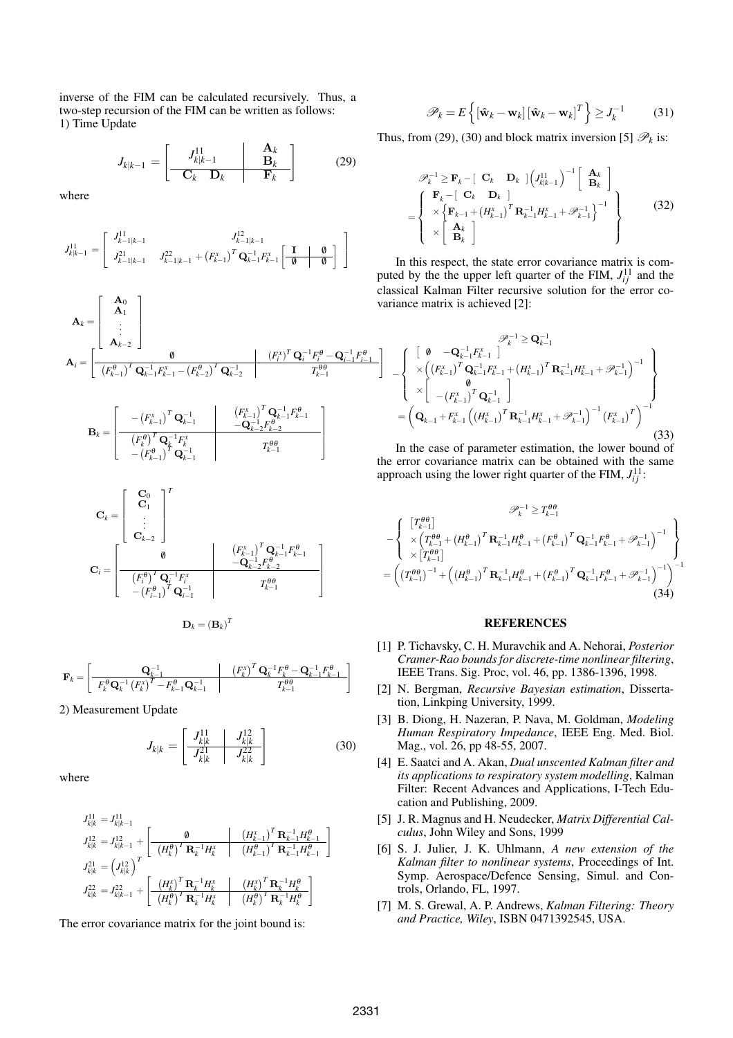inverse of the FIM can be calculated recursively. Thus, a two-step recursion of the FIM can be written as follows:
1) Time Update

$$J_{k|k-1} = \left[\begin{array}{c|c} J^{11}_{k|k-1} & \begin{array}{c}\mathbf{A}_k \\ \mathbf{B}_k\end{array} \\ \hline \mathbf{C}_k \quad \mathbf{D}_k & \mathbf{F}_k \end{array}\right] \tag{29}$$

where

$$J^{11}_{k|k-1} = \left[\begin{array}{cc} J^{11}_{k-1|k-1} & J^{12}_{k-1|k-1} \\ J^{21}_{k-1|k-1} & J^{22}_{k-1|k-1} + \left(F^x_{k-1}\right)^T \mathbf{Q}^{-1}_{k-1} F^x_{k-1} \left[\begin{array}{c|c} \mathbf{I} & \emptyset \\ \hline \emptyset & \emptyset \end{array}\right] \end{array}\right]$$

$$\mathbf{A}_k = \left[\begin{array}{c} \mathbf{A}_0 \\ \mathbf{A}_1 \\ \vdots \\ \mathbf{A}_{k-2} \end{array}\right]$$

$$\mathbf{A}_i = \left[\begin{array}{c|c} \emptyset & \left(F^x_i\right)^T \mathbf{Q}^{-1}_i F^\theta_i - \mathbf{Q}^{-1}_{i-1} F^\theta_{i-1} \\ \hline \left(F^\theta_{k-1}\right)^T \mathbf{Q}^{-1}_{k-1} F^x_{k-1} - \left(F^\theta_{k-2}\right)^T \mathbf{Q}^{-1}_{k-2} & T^{\theta\theta}_{k-1} \end{array}\right]$$

$$\mathbf{B}_k = \left[\begin{array}{c|c} -\left(F^x_{k-1}\right)^T \mathbf{Q}^{-1}_{k-1} & \begin{array}{c}\left(F^x_{k-1}\right)^T \mathbf{Q}^{-1}_{k-1} F^\theta_{k-1} \\ -\mathbf{Q}^{-1}_{k-2} F^\theta_{k-2}\end{array} \\ \hline \begin{array}{c}\left(F^\theta_k\right)^T \mathbf{Q}^{-1}_k F^x_k \\ -\left(F^\theta_{k-1}\right)^T \mathbf{Q}^{-1}_{k-1}\end{array} & T^{\theta\theta}_{k-1} \end{array}\right]$$

$$\mathbf{C}_k = \left[\begin{array}{c} \mathbf{C}_0 \\ \mathbf{C}_1 \\ \vdots \\ \mathbf{C}_{k-2} \end{array}\right]^T$$

$$\mathbf{C}_i = \left[\begin{array}{c|c} \emptyset & \begin{array}{c}\left(F^x_{k-1}\right)^T \mathbf{Q}^{-1}_{k-1} F^\theta_{k-1} \\ -\mathbf{Q}^{-1}_{k-2} F^\theta_{k-2}\end{array} \\ \hline \begin{array}{c}\left(F^\theta_i\right)^T \mathbf{Q}^{-1}_i F^x_i \\ -\left(F^\theta_{i-1}\right)^T \mathbf{Q}^{-1}_{i-1}\end{array} & T^{\theta\theta}_{k-1} \end{array}\right]$$

$$\mathbf{D}_k = \left(\mathbf{B}_k\right)^T$$

$$\mathbf{F}_k = \left[\begin{array}{c|c} \mathbf{Q}^{-1}_{k-1} & \left(F^x_k\right)^T \mathbf{Q}^{-1}_k F^\theta_k - \mathbf{Q}^{-1}_{k-1} F^\theta_{k-1} \\ \hline F^\theta_k \mathbf{Q}^{-1}_k \left(F^x_k\right)^T - F^\theta_{k-1} \mathbf{Q}^{-1}_{k-1} & T^{\theta\theta}_{k-1} \end{array}\right]$$

2) Measurement Update

$$J_{k|k} = \left[\begin{array}{c|c} J^{11}_{k|k} & J^{12}_{k|k} \\ \hline J^{21}_{k|k} & J^{22}_{k|k} \end{array}\right] \tag{30}$$

where

$$\begin{aligned}
J^{11}_{k|k} &= J^{11}_{k|k-1} \\
J^{12}_{k|k} &= J^{12}_{k|k-1} + \left[\begin{array}{c|c} \emptyset & \left(H^x_{k-1}\right)^T \mathbf{R}^{-1}_{k-1} H^\theta_{k-1} \\ \hline \left(H^\theta_k\right)^T \mathbf{R}^{-1}_k H^x_k & \left(H^\theta_{k-1}\right)^T \mathbf{R}^{-1}_{k-1} H^\theta_{k-1} \end{array}\right] \\
J^{21}_{k|k} &= \left(J^{12}_{k|k}\right)^T \\
J^{22}_{k|k} &= J^{22}_{k|k-1} + \left[\begin{array}{c|c} \left(H^x_k\right)^T \mathbf{R}^{-1}_k H^x_k & \left(H^x_k\right)^T \mathbf{R}^{-1}_k H^\theta_k \\ \hline \left(H^\theta_k\right)^T \mathbf{R}^{-1}_k H^x_k & \left(H^\theta_k\right)^T \mathbf{R}^{-1}_k H^\theta_k \end{array}\right]
\end{aligned}$$

The error covariance matrix for the joint bound is:

$$\mathscr{P}_k = E\left\{\left[\hat{\mathbf{w}}_k - \mathbf{w}_k\right]\left[\hat{\mathbf{w}}_k - \mathbf{w}_k\right]^T\right\} \geq J^{-1}_k \tag{31}$$

Thus, from (29), (30) and block matrix inversion [5] $\mathscr{P}_k$ is:

$$\begin{aligned}
\mathscr{P}^{-1}_k &\geq \mathbf{F}_k - \left[\begin{array}{cc}\mathbf{C}_k & \mathbf{D}_k\end{array}\right] \left(J^{11}_{k|k-1}\right)^{-1} \left[\begin{array}{c}\mathbf{A}_k \\ \mathbf{B}_k\end{array}\right] \\
&= \left\{\begin{array}{l} \mathbf{F}_k - \left[\begin{array}{cc}\mathbf{C}_k & \mathbf{D}_k\end{array}\right] \\ \times \left\{\mathbf{F}_{k-1} + \left(H^x_{k-1}\right)^T \mathbf{R}^{-1}_{k-1} H^x_{k-1} + \mathscr{P}^{-1}_{k-1}\right\}^{-1} \\ \times \left[\begin{array}{c}\mathbf{A}_k \\ \mathbf{B}_k\end{array}\right] \end{array}\right\}
\end{aligned} \tag{32}$$

In this respect, the state error covariance matrix is computed by the the upper left quarter of the FIM, $J^{11}_{ij}$ and the classical Kalman Filter recursive solution for the error covariance matrix is achieved [2]:

$$\begin{aligned}
&\mathscr{P}^{-1}_k \geq \mathbf{Q}^{-1}_{k-1} \\
&- \left\{\begin{array}{l} \left[\begin{array}{cc}\emptyset & -\mathbf{Q}^{-1}_{k-1} F^x_{k-1}\end{array}\right] \\ \times \left(\left(F^x_{k-1}\right)^T \mathbf{Q}^{-1}_{k-1} F^x_{k-1} + \left(H^x_{k-1}\right)^T \mathbf{R}^{-1}_{k-1} H^x_{k-1} + \mathscr{P}^{-1}_{k-1}\right)^{-1} \\ \times \left[\begin{array}{c}\emptyset \\ -\left(F^x_{k-1}\right)^T \mathbf{Q}^{-1}_{k-1}\end{array}\right] \end{array}\right\} \\
&= \left(\mathbf{Q}_{k-1} + F^x_{k-1}\left(\left(H^x_{k-1}\right)^T \mathbf{R}^{-1}_{k-1} H^x_{k-1} + \mathscr{P}^{-1}_{k-1}\right)^{-1} \left(F^x_{k-1}\right)^T\right)^{-1}
\end{aligned} \tag{33}$$

In the case of parameter estimation, the lower bound of the error covariance matrix can be obtained with the same approach using the lower right quarter of the FIM, $J^{11}_{ij}$:

$$\begin{aligned}
&\mathscr{P}^{-1}_k \geq T^{\theta\theta}_{k-1} \\
&- \left\{\begin{array}{l} \left[T^{\theta\theta}_{k-1}\right] \\ \times \left(T^{\theta\theta}_{k-1} + \left(H^\theta_{k-1}\right)^T \mathbf{R}^{-1}_{k-1} H^\theta_{k-1} + \left(F^\theta_{k-1}\right)^T \mathbf{Q}^{-1}_{k-1} F^\theta_{k-1} + \mathscr{P}^{-1}_{k-1}\right)^{-1} \\ \times \left[T^{\theta\theta}_{k-1}\right] \end{array}\right\} \\
&= \left(\left(T^{\theta\theta}_{k-1}\right)^{-1} + \left(\left(H^\theta_{k-1}\right)^T \mathbf{R}^{-1}_{k-1} H^\theta_{k-1} + \left(F^\theta_{k-1}\right)^T \mathbf{Q}^{-1}_{k-1} F^\theta_{k-1} + \mathscr{P}^{-1}_{k-1}\right)^{-1}\right)^{-1}
\end{aligned} \tag{34}$$

## REFERENCES

[1] P. Tichavsky, C. H. Muravchik and A. Nehorai, *Posterior Cramer-Rao bounds for discrete-time nonlinear filtering*, IEEE Trans. Sig. Proc, vol. 46, pp. 1386-1396, 1998.

[2] N. Bergman, *Recursive Bayesian estimation*, Dissertation, Linkping University, 1999.

[3] B. Diong, H. Nazeran, P. Nava, M. Goldman, *Modeling Human Respiratory Impedance*, IEEE Eng. Med. Biol. Mag., vol. 26, pp 48-55, 2007.

[4] E. Saatci and A. Akan, *Dual unscented Kalman filter and its applications to respiratory system modelling*, Kalman Filter: Recent Advances and Applications, I-Tech Education and Publishing, 2009.

[5] J. R. Magnus and H. Neudecker, *Matrix Differential Calculus*, John Wiley and Sons, 1999

[6] S. J. Julier, J. K. Uhlmann, *A new extension of the Kalman filter to nonlinear systems*, Proceedings of Int. Symp. Aerospace/Defence Sensing, Simul. and Controls, Orlando, FL, 1997.

[7] M. S. Grewal, A. P. Andrews, *Kalman Filtering: Theory and Practice, Wiley*, ISBN 0471392545, USA.